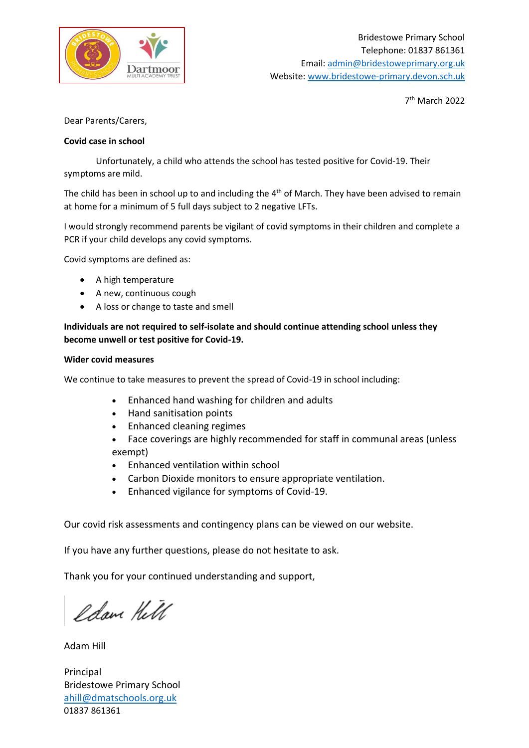Bridestowe Primary School
Telephone: 01837 861361
Email: admin@bridestoweprimary.org.uk
Website: www.bridestowe-primary.devon.sch.uk

7th March 2022

Dear Parents/Carers,

**Covid case in school**

Unfortunately, a child who attends the school has tested positive for Covid-19. Their symptoms are mild.

The child has been in school up to and including the 4th of March. They have been advised to remain at home for a minimum of 5 full days subject to 2 negative LFTs.

I would strongly recommend parents be vigilant of covid symptoms in their children and complete a PCR if your child develops any covid symptoms.

Covid symptoms are defined as:

- A high temperature
- A new, continuous cough
- A loss or change to taste and smell

**Individuals are not required to self-isolate and should continue attending school unless they become unwell or test positive for Covid-19.**

**Wider covid measures**

We continue to take measures to prevent the spread of Covid-19 in school including:

- Enhanced hand washing for children and adults
- Hand sanitisation points
- Enhanced cleaning regimes
- Face coverings are highly recommended for staff in communal areas (unless exempt)
- Enhanced ventilation within school
- Carbon Dioxide monitors to ensure appropriate ventilation.
- Enhanced vigilance for symptoms of Covid-19.

Our covid risk assessments and contingency plans can be viewed on our website.

If you have any further questions, please do not hesitate to ask.

Thank you for your continued understanding and support,

Adam Hill

Principal
Bridestowe Primary School
ahill@dmatschools.org.uk
01837 861361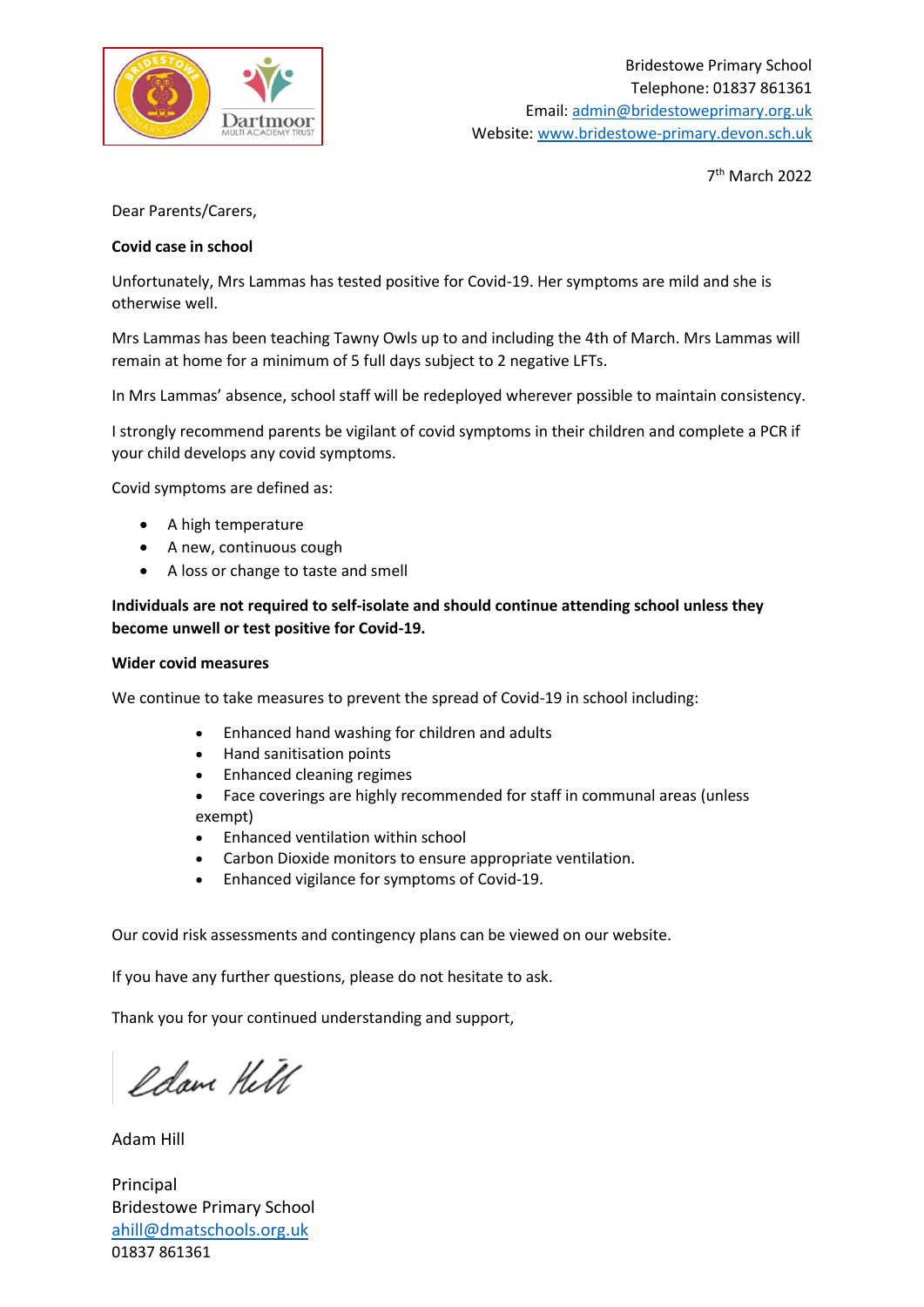Bridestowe Primary School
Telephone: 01837 861361
Email: admin@bridestoweprimary.org.uk
Website: www.bridestowe-primary.devon.sch.uk

7th March 2022

Dear Parents/Carers,

**Covid case in school**

Unfortunately, Mrs Lammas has tested positive for Covid-19. Her symptoms are mild and she is otherwise well.

Mrs Lammas has been teaching Tawny Owls up to and including the 4th of March. Mrs Lammas will remain at home for a minimum of 5 full days subject to 2 negative LFTs.

In Mrs Lammas' absence, school staff will be redeployed wherever possible to maintain consistency.

I strongly recommend parents be vigilant of covid symptoms in their children and complete a PCR if your child develops any covid symptoms.

Covid symptoms are defined as:

- A high temperature
- A new, continuous cough
- A loss or change to taste and smell

**Individuals are not required to self-isolate and should continue attending school unless they become unwell or test positive for Covid-19.**

**Wider covid measures**

We continue to take measures to prevent the spread of Covid-19 in school including:

- Enhanced hand washing for children and adults
- Hand sanitisation points
- Enhanced cleaning regimes
- Face coverings are highly recommended for staff in communal areas (unless exempt)
- Enhanced ventilation within school
- Carbon Dioxide monitors to ensure appropriate ventilation.
- Enhanced vigilance for symptoms of Covid-19.

Our covid risk assessments and contingency plans can be viewed on our website.

If you have any further questions, please do not hesitate to ask.

Thank you for your continued understanding and support,

Adam Hill

Principal
Bridestowe Primary School
ahill@dmatschools.org.uk
01837 861361